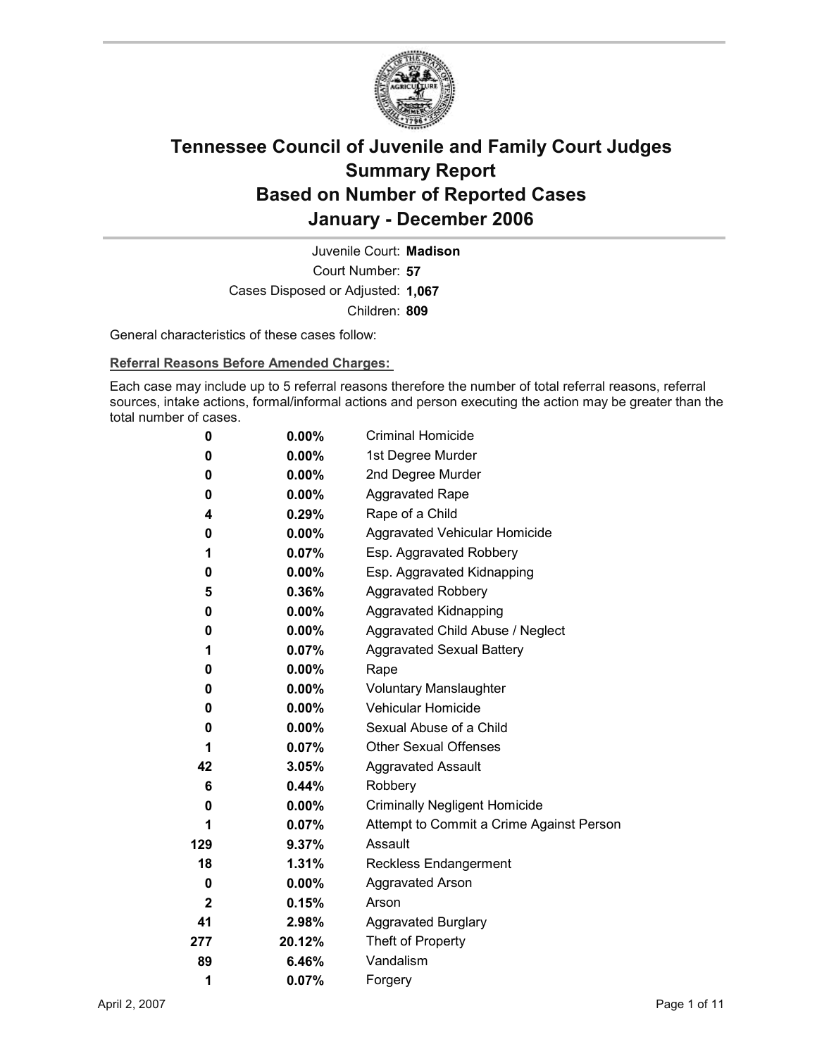# Tennessee Council of Juvenile and Family Court Judges
# Summary Report
# Based on Number of Reported Cases
# January - December 2006

Juvenile Court: **Madison**
Court Number: **57**
Cases Disposed or Adjusted: **1,067**
Children: **809**

General characteristics of these cases follow:

**Referral Reasons Before Amended Charges:**

Each case may include up to 5 referral reasons therefore the number of total referral reasons, referral sources, intake actions, formal/informal actions and person executing the action may be greater than the total number of cases.

| Count | Percent | Referral Reason |
|---|---|---|
| 0 | 0.00% | Criminal Homicide |
| 0 | 0.00% | 1st Degree Murder |
| 0 | 0.00% | 2nd Degree Murder |
| 0 | 0.00% | Aggravated Rape |
| 4 | 0.29% | Rape of a Child |
| 0 | 0.00% | Aggravated Vehicular Homicide |
| 1 | 0.07% | Esp. Aggravated Robbery |
| 0 | 0.00% | Esp. Aggravated Kidnapping |
| 5 | 0.36% | Aggravated Robbery |
| 0 | 0.00% | Aggravated Kidnapping |
| 0 | 0.00% | Aggravated Child Abuse / Neglect |
| 1 | 0.07% | Aggravated Sexual Battery |
| 0 | 0.00% | Rape |
| 0 | 0.00% | Voluntary Manslaughter |
| 0 | 0.00% | Vehicular Homicide |
| 0 | 0.00% | Sexual Abuse of a Child |
| 1 | 0.07% | Other Sexual Offenses |
| 42 | 3.05% | Aggravated Assault |
| 6 | 0.44% | Robbery |
| 0 | 0.00% | Criminally Negligent Homicide |
| 1 | 0.07% | Attempt to Commit a Crime Against Person |
| 129 | 9.37% | Assault |
| 18 | 1.31% | Reckless Endangerment |
| 0 | 0.00% | Aggravated Arson |
| 2 | 0.15% | Arson |
| 41 | 2.98% | Aggravated Burglary |
| 277 | 20.12% | Theft of Property |
| 89 | 6.46% | Vandalism |
| 1 | 0.07% | Forgery |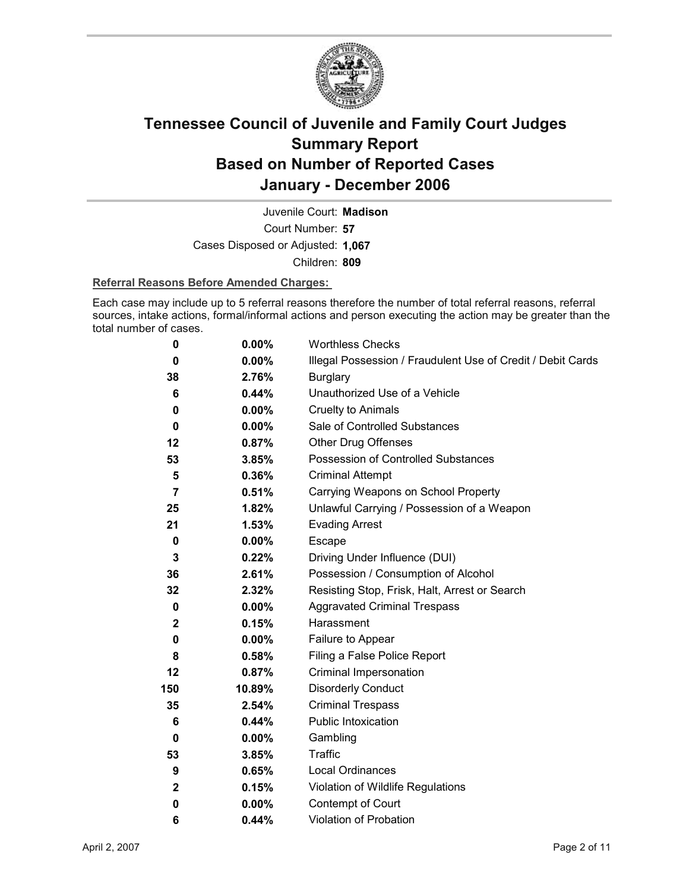# Tennessee Council of Juvenile and Family Court Judges
## Summary Report
## Based on Number of Reported Cases
## January - December 2006

Juvenile Court: **Madison**
Court Number: **57**
Cases Disposed or Adjusted: **1,067**
Children: **809**

**Referral Reasons Before Amended Charges:**

Each case may include up to 5 referral reasons therefore the number of total referral reasons, referral sources, intake actions, formal/informal actions and person executing the action may be greater than the total number of cases.

| Count | Percent | Referral Reason |
|---|---|---|
| 0 | 0.00% | Worthless Checks |
| 0 | 0.00% | Illegal Possession / Fraudulent Use of Credit / Debit Cards |
| 38 | 2.76% | Burglary |
| 6 | 0.44% | Unauthorized Use of a Vehicle |
| 0 | 0.00% | Cruelty to Animals |
| 0 | 0.00% | Sale of Controlled Substances |
| 12 | 0.87% | Other Drug Offenses |
| 53 | 3.85% | Possession of Controlled Substances |
| 5 | 0.36% | Criminal Attempt |
| 7 | 0.51% | Carrying Weapons on School Property |
| 25 | 1.82% | Unlawful Carrying / Possession of a Weapon |
| 21 | 1.53% | Evading Arrest |
| 0 | 0.00% | Escape |
| 3 | 0.22% | Driving Under Influence (DUI) |
| 36 | 2.61% | Possession / Consumption of Alcohol |
| 32 | 2.32% | Resisting Stop, Frisk, Halt, Arrest or Search |
| 0 | 0.00% | Aggravated Criminal Trespass |
| 2 | 0.15% | Harassment |
| 0 | 0.00% | Failure to Appear |
| 8 | 0.58% | Filing a False Police Report |
| 12 | 0.87% | Criminal Impersonation |
| 150 | 10.89% | Disorderly Conduct |
| 35 | 2.54% | Criminal Trespass |
| 6 | 0.44% | Public Intoxication |
| 0 | 0.00% | Gambling |
| 53 | 3.85% | Traffic |
| 9 | 0.65% | Local Ordinances |
| 2 | 0.15% | Violation of Wildlife Regulations |
| 0 | 0.00% | Contempt of Court |
| 6 | 0.44% | Violation of Probation |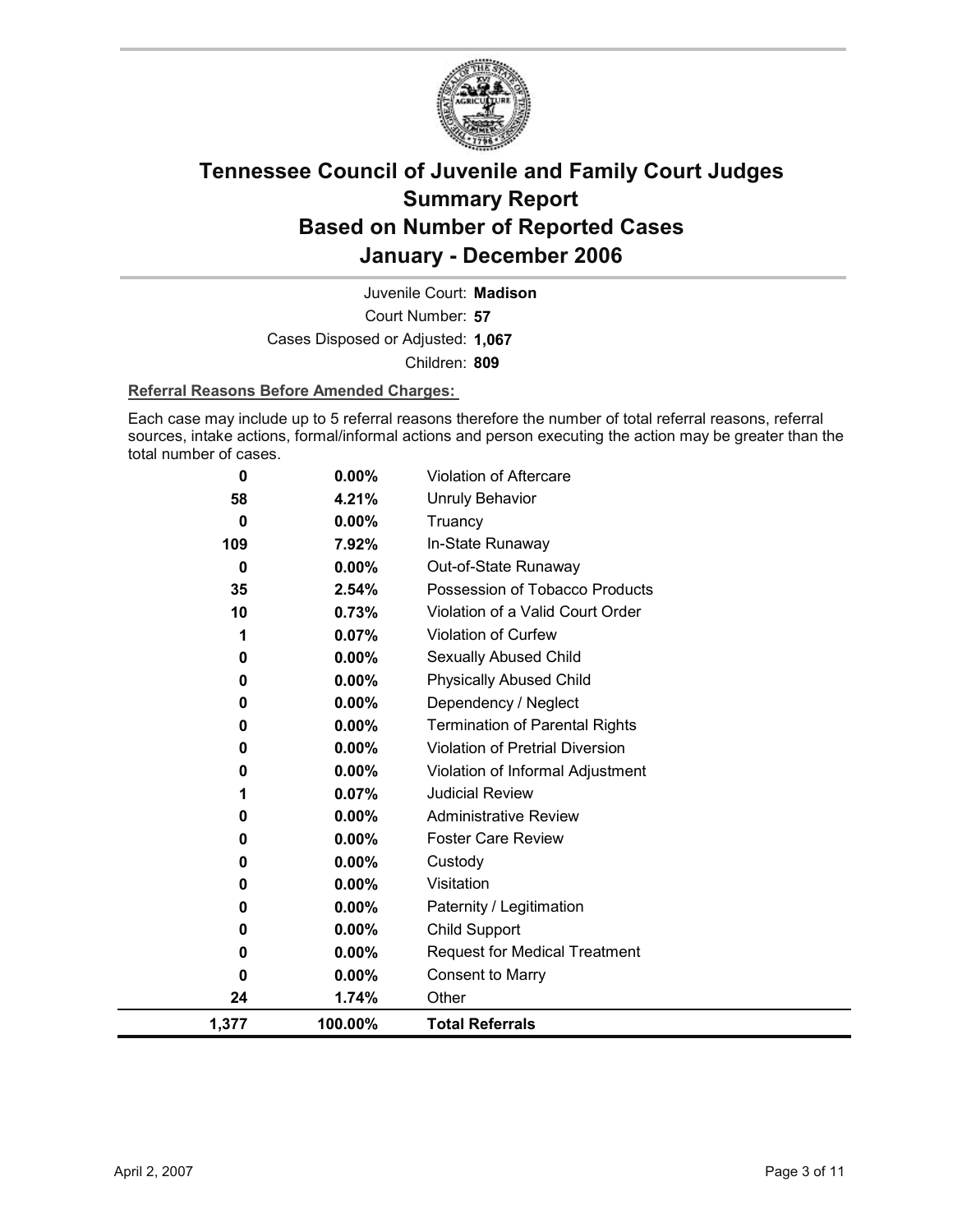# Tennessee Council of Juvenile and Family Court Judges
# Summary Report
# Based on Number of Reported Cases
# January - December 2006

Juvenile Court: **Madison**

Court Number: **57**

Cases Disposed or Adjusted: **1,067**

Children: **809**

**Referral Reasons Before Amended Charges:**

Each case may include up to 5 referral reasons therefore the number of total referral reasons, referral sources, intake actions, formal/informal actions and person executing the action may be greater than the total number of cases.

| | | |
|---|---|---|
| 0 | 0.00% | Violation of Aftercare |
| 58 | 4.21% | Unruly Behavior |
| 0 | 0.00% | Truancy |
| 109 | 7.92% | In-State Runaway |
| 0 | 0.00% | Out-of-State Runaway |
| 35 | 2.54% | Possession of Tobacco Products |
| 10 | 0.73% | Violation of a Valid Court Order |
| 1 | 0.07% | Violation of Curfew |
| 0 | 0.00% | Sexually Abused Child |
| 0 | 0.00% | Physically Abused Child |
| 0 | 0.00% | Dependency / Neglect |
| 0 | 0.00% | Termination of Parental Rights |
| 0 | 0.00% | Violation of Pretrial Diversion |
| 0 | 0.00% | Violation of Informal Adjustment |
| 1 | 0.07% | Judicial Review |
| 0 | 0.00% | Administrative Review |
| 0 | 0.00% | Foster Care Review |
| 0 | 0.00% | Custody |
| 0 | 0.00% | Visitation |
| 0 | 0.00% | Paternity / Legitimation |
| 0 | 0.00% | Child Support |
| 0 | 0.00% | Request for Medical Treatment |
| 0 | 0.00% | Consent to Marry |
| 24 | 1.74% | Other |
| **1,377** | **100.00%** | **Total Referrals** |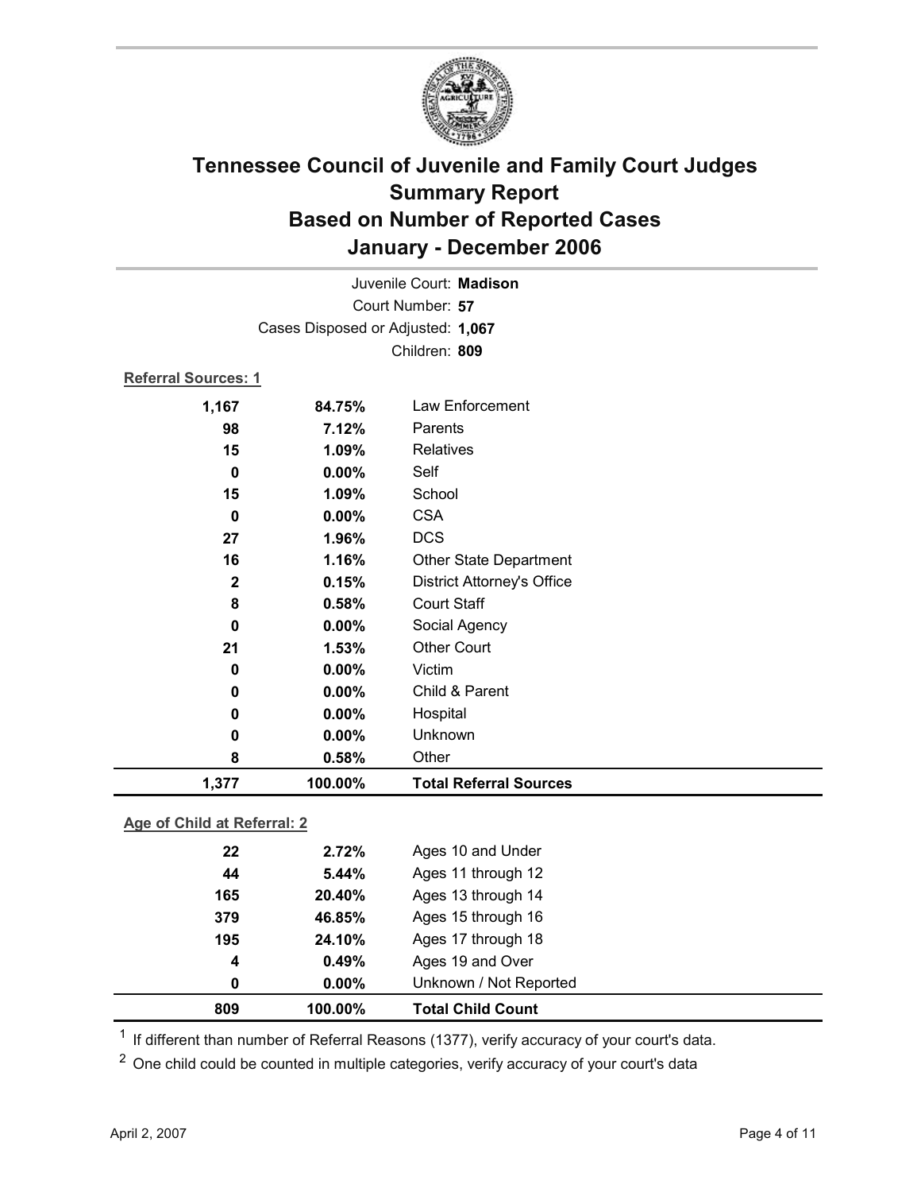# Tennessee Council of Juvenile and Family Court Judges
## Summary Report
## Based on Number of Reported Cases
## January - December 2006

Juvenile Court: **Madison**
Court Number: **57**
Cases Disposed or Adjusted: **1,067**
Children: **809**

**Referral Sources: 1**

| | | |
|---|---|---|
| 1,167 | 84.75% | Law Enforcement |
| 98 | 7.12% | Parents |
| 15 | 1.09% | Relatives |
| 0 | 0.00% | Self |
| 15 | 1.09% | School |
| 0 | 0.00% | CSA |
| 27 | 1.96% | DCS |
| 16 | 1.16% | Other State Department |
| 2 | 0.15% | District Attorney's Office |
| 8 | 0.58% | Court Staff |
| 0 | 0.00% | Social Agency |
| 21 | 1.53% | Other Court |
| 0 | 0.00% | Victim |
| 0 | 0.00% | Child & Parent |
| 0 | 0.00% | Hospital |
| 0 | 0.00% | Unknown |
| 8 | 0.58% | Other |
| **1,377** | **100.00%** | **Total Referral Sources** |

**Age of Child at Referral: 2**

| | | |
|---|---|---|
| 22 | 2.72% | Ages 10 and Under |
| 44 | 5.44% | Ages 11 through 12 |
| 165 | 20.40% | Ages 13 through 14 |
| 379 | 46.85% | Ages 15 through 16 |
| 195 | 24.10% | Ages 17 through 18 |
| 4 | 0.49% | Ages 19 and Over |
| 0 | 0.00% | Unknown / Not Reported |
| **809** | **100.00%** | **Total Child Count** |

[1] If different than number of Referral Reasons (1377), verify accuracy of your court's data.

[2] One child could be counted in multiple categories, verify accuracy of your court's data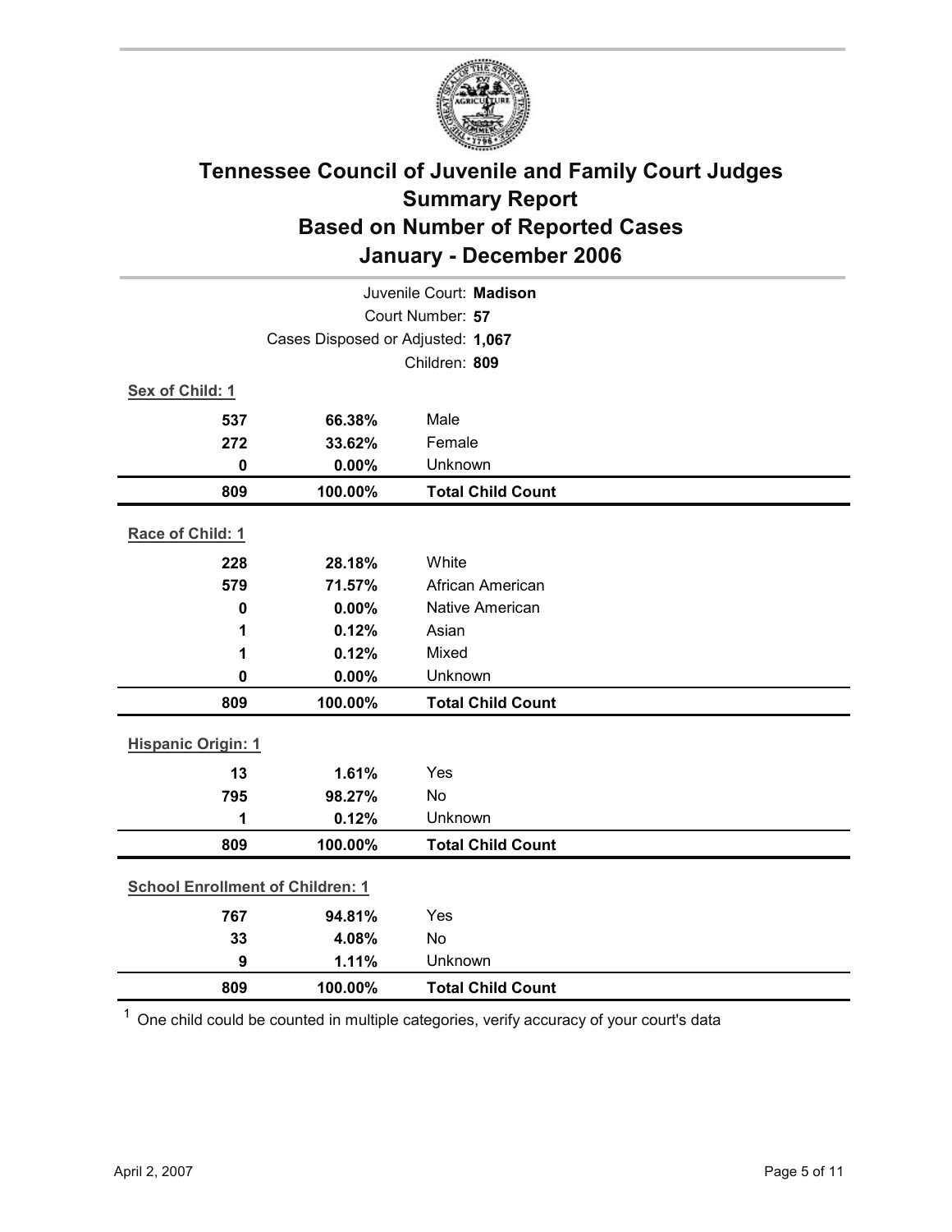# Tennessee Council of Juvenile and Family Court Judges
## Summary Report
## Based on Number of Reported Cases
## January - December 2006

Juvenile Court: **Madison**

Court Number: **57**

Cases Disposed or Adjusted: **1,067**

Children: **809**

**Sex of Child: 1**

| Count | Percent | Category |
|---|---|---|
| 537 | 66.38% | Male |
| 272 | 33.62% | Female |
| 0 | 0.00% | Unknown |
| **809** | **100.00%** | **Total Child Count** |

**Race of Child: 1**

| Count | Percent | Category |
|---|---|---|
| 228 | 28.18% | White |
| 579 | 71.57% | African American |
| 0 | 0.00% | Native American |
| 1 | 0.12% | Asian |
| 1 | 0.12% | Mixed |
| 0 | 0.00% | Unknown |
| **809** | **100.00%** | **Total Child Count** |

**Hispanic Origin: 1**

| Count | Percent | Category |
|---|---|---|
| 13 | 1.61% | Yes |
| 795 | 98.27% | No |
| 1 | 0.12% | Unknown |
| **809** | **100.00%** | **Total Child Count** |

**School Enrollment of Children: 1**

| Count | Percent | Category |
|---|---|---|
| 767 | 94.81% | Yes |
| 33 | 4.08% | No |
| 9 | 1.11% | Unknown |
| **809** | **100.00%** | **Total Child Count** |

[1] One child could be counted in multiple categories, verify accuracy of your court's data

April 2, 2007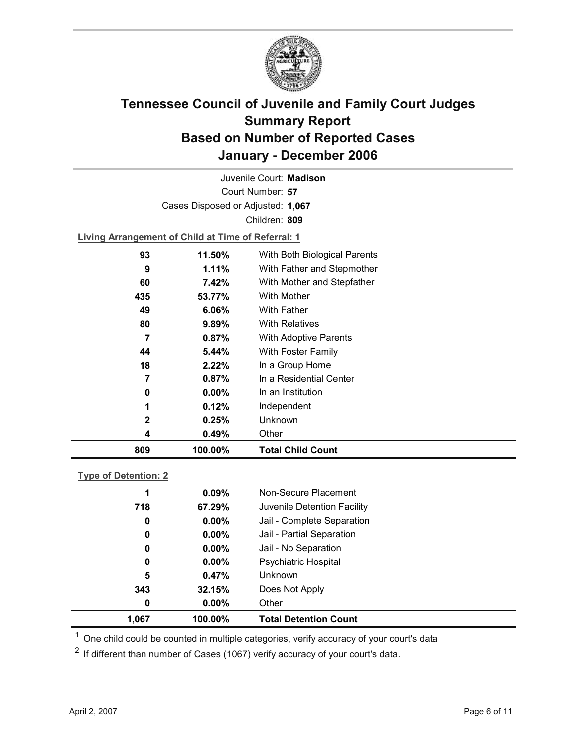# Tennessee Council of Juvenile and Family Court Judges
# Summary Report
# Based on Number of Reported Cases
# January - December 2006

Juvenile Court: **Madison**

Court Number: **57**

Cases Disposed or Adjusted: **1,067**

Children: **809**

**Living Arrangement of Child at Time of Referral: 1**

| Count | Percent | Category |
|---|---|---|
| 93 | 11.50% | With Both Biological Parents |
| 9 | 1.11% | With Father and Stepmother |
| 60 | 7.42% | With Mother and Stepfather |
| 435 | 53.77% | With Mother |
| 49 | 6.06% | With Father |
| 80 | 9.89% | With Relatives |
| 7 | 0.87% | With Adoptive Parents |
| 44 | 5.44% | With Foster Family |
| 18 | 2.22% | In a Group Home |
| 7 | 0.87% | In a Residential Center |
| 0 | 0.00% | In an Institution |
| 1 | 0.12% | Independent |
| 2 | 0.25% | Unknown |
| 4 | 0.49% | Other |
| **809** | **100.00%** | **Total Child Count** |

**Type of Detention: 2**

| Count | Percent | Category |
|---|---|---|
| 1 | 0.09% | Non-Secure Placement |
| 718 | 67.29% | Juvenile Detention Facility |
| 0 | 0.00% | Jail - Complete Separation |
| 0 | 0.00% | Jail - Partial Separation |
| 0 | 0.00% | Jail - No Separation |
| 0 | 0.00% | Psychiatric Hospital |
| 5 | 0.47% | Unknown |
| 343 | 32.15% | Does Not Apply |
| 0 | 0.00% | Other |
| **1,067** | **100.00%** | **Total Detention Count** |

[1] One child could be counted in multiple categories, verify accuracy of your court's data

[2] If different than number of Cases (1067) verify accuracy of your court's data.

April 2, 2007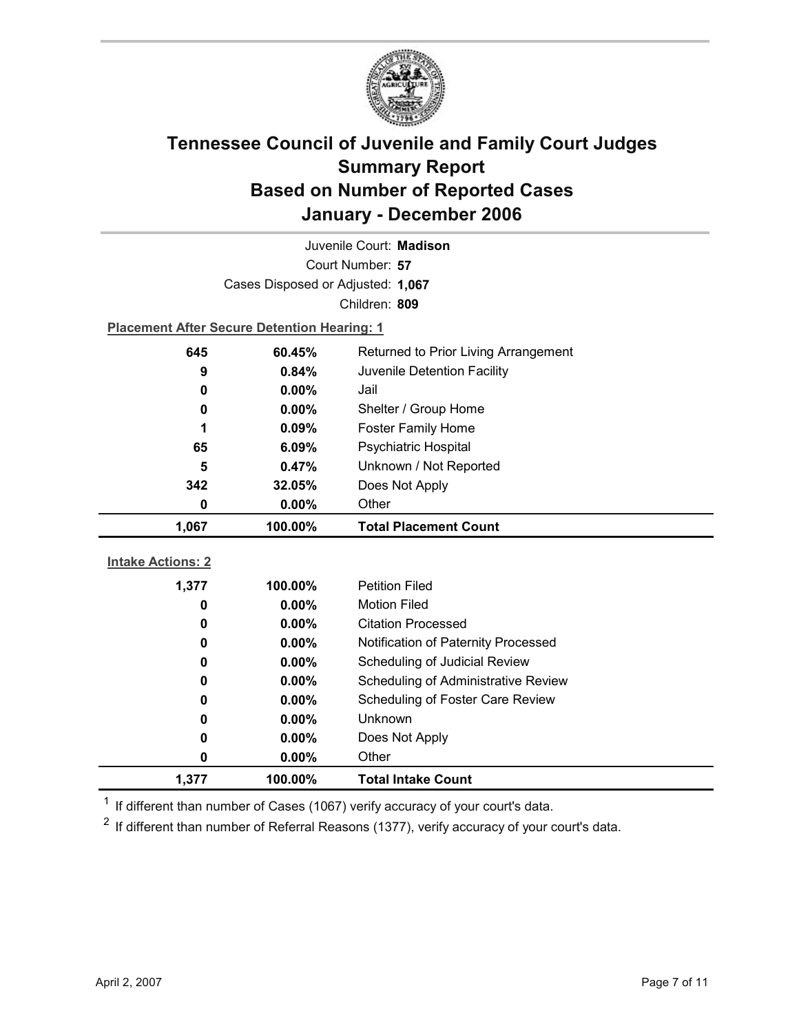# Tennessee Council of Juvenile and Family Court Judges Summary Report Based on Number of Reported Cases January - December 2006

Juvenile Court: **Madison**

Court Number: **57**

Cases Disposed or Adjusted: **1,067**

Children: **809**

**Placement After Secure Detention Hearing: 1**

| Count | Percent | Placement |
|---|---|---|
| 645 | 60.45% | Returned to Prior Living Arrangement |
| 9 | 0.84% | Juvenile Detention Facility |
| 0 | 0.00% | Jail |
| 0 | 0.00% | Shelter / Group Home |
| 1 | 0.09% | Foster Family Home |
| 65 | 6.09% | Psychiatric Hospital |
| 5 | 0.47% | Unknown / Not Reported |
| 342 | 32.05% | Does Not Apply |
| 0 | 0.00% | Other |
| **1,067** | **100.00%** | **Total Placement Count** |

**Intake Actions: 2**

| Count | Percent | Intake Action |
|---|---|---|
| 1,377 | 100.00% | Petition Filed |
| 0 | 0.00% | Motion Filed |
| 0 | 0.00% | Citation Processed |
| 0 | 0.00% | Notification of Paternity Processed |
| 0 | 0.00% | Scheduling of Judicial Review |
| 0 | 0.00% | Scheduling of Administrative Review |
| 0 | 0.00% | Scheduling of Foster Care Review |
| 0 | 0.00% | Unknown |
| 0 | 0.00% | Does Not Apply |
| 0 | 0.00% | Other |
| **1,377** | **100.00%** | **Total Intake Count** |

[1] If different than number of Cases (1067) verify accuracy of your court's data.

[2] If different than number of Referral Reasons (1377), verify accuracy of your court's data.

April 2, 2007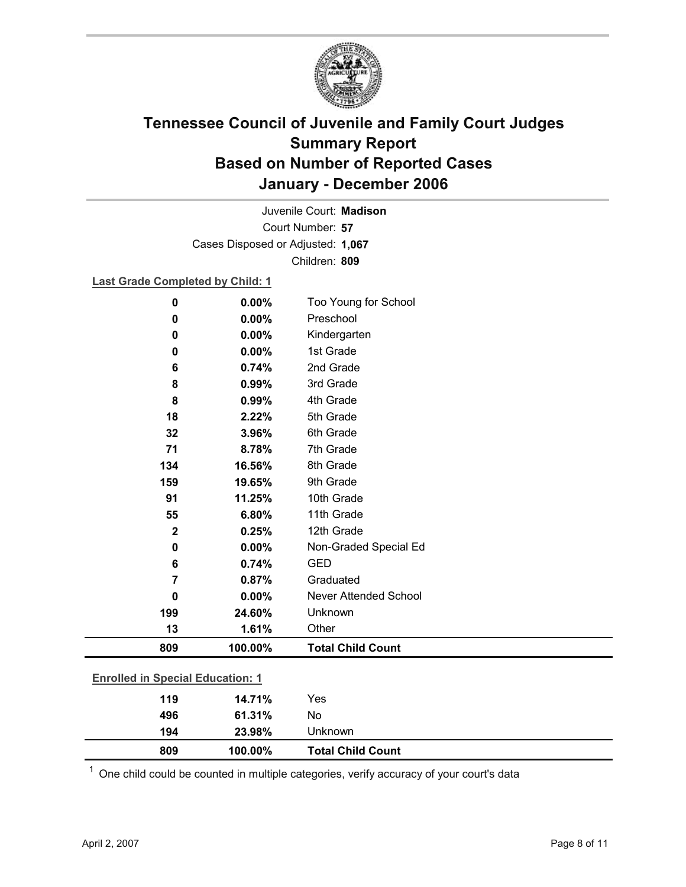# Tennessee Council of Juvenile and Family Court Judges
## Summary Report
## Based on Number of Reported Cases
## January - December 2006

Juvenile Court: **Madison**
Court Number: **57**
Cases Disposed or Adjusted: **1,067**
Children: **809**

**Last Grade Completed by Child: 1**

| Count | Percent | Category |
|---|---|---|
| 0 | 0.00% | Too Young for School |
| 0 | 0.00% | Preschool |
| 0 | 0.00% | Kindergarten |
| 0 | 0.00% | 1st Grade |
| 6 | 0.74% | 2nd Grade |
| 8 | 0.99% | 3rd Grade |
| 8 | 0.99% | 4th Grade |
| 18 | 2.22% | 5th Grade |
| 32 | 3.96% | 6th Grade |
| 71 | 8.78% | 7th Grade |
| 134 | 16.56% | 8th Grade |
| 159 | 19.65% | 9th Grade |
| 91 | 11.25% | 10th Grade |
| 55 | 6.80% | 11th Grade |
| 2 | 0.25% | 12th Grade |
| 0 | 0.00% | Non-Graded Special Ed |
| 6 | 0.74% | GED |
| 7 | 0.87% | Graduated |
| 0 | 0.00% | Never Attended School |
| 199 | 24.60% | Unknown |
| 13 | 1.61% | Other |
| **809** | **100.00%** | **Total Child Count** |

**Enrolled in Special Education: 1**

| Count | Percent | Category |
|---|---|---|
| 119 | 14.71% | Yes |
| 496 | 61.31% | No |
| 194 | 23.98% | Unknown |
| **809** | **100.00%** | **Total Child Count** |

[1] One child could be counted in multiple categories, verify accuracy of your court's data

April 2, 2007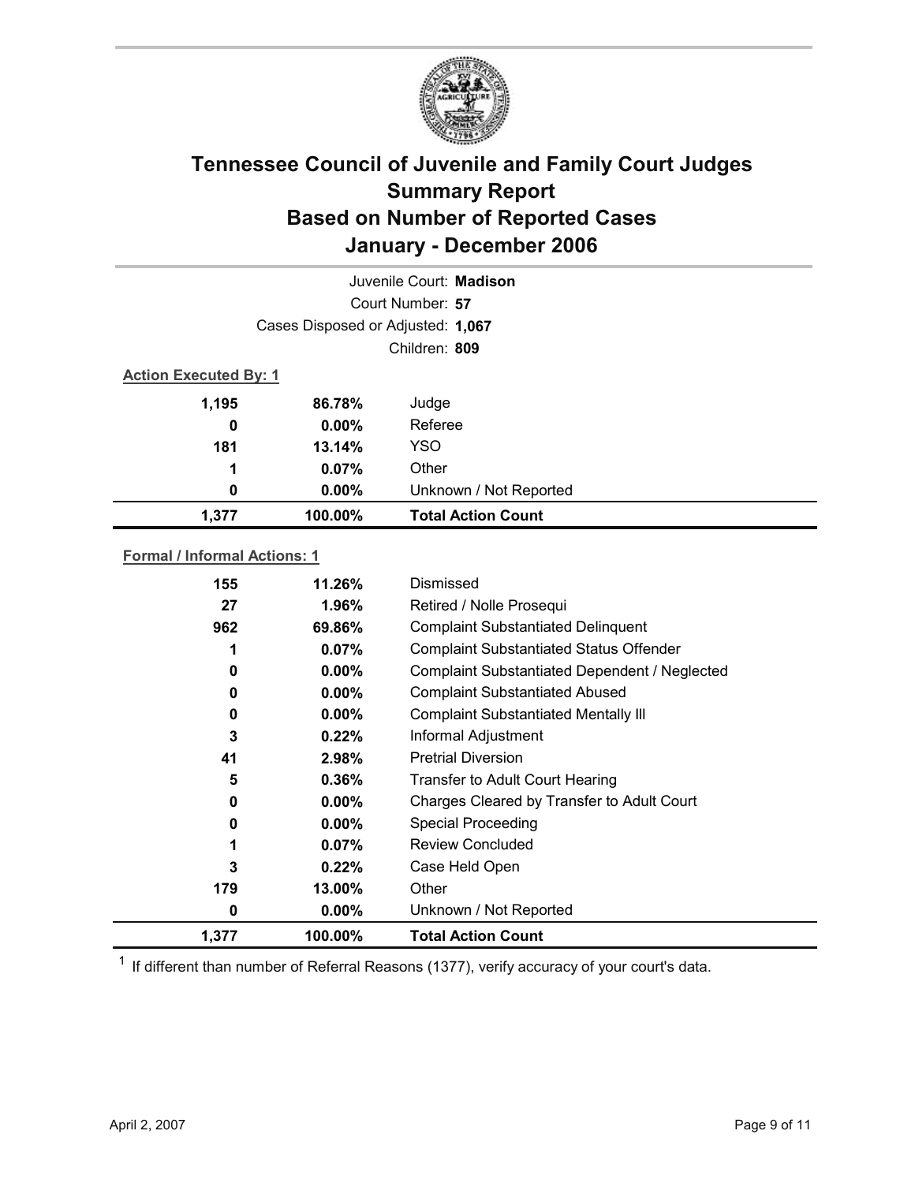# Tennessee Council of Juvenile and Family Court Judges Summary Report Based on Number of Reported Cases January - December 2006

Juvenile Court: **Madison**

Court Number: **57**

Cases Disposed or Adjusted: **1,067**

Children: **809**

**Action Executed By: 1**

| | | |
|---|---|---|
| 1,195 | 86.78% | Judge |
| 0 | 0.00% | Referee |
| 181 | 13.14% | YSO |
| 1 | 0.07% | Other |
| 0 | 0.00% | Unknown / Not Reported |
| **1,377** | **100.00%** | **Total Action Count** |

**Formal / Informal Actions: 1**

| | | |
|---|---|---|
| 155 | 11.26% | Dismissed |
| 27 | 1.96% | Retired / Nolle Prosequi |
| 962 | 69.86% | Complaint Substantiated Delinquent |
| 1 | 0.07% | Complaint Substantiated Status Offender |
| 0 | 0.00% | Complaint Substantiated Dependent / Neglected |
| 0 | 0.00% | Complaint Substantiated Abused |
| 0 | 0.00% | Complaint Substantiated Mentally Ill |
| 3 | 0.22% | Informal Adjustment |
| 41 | 2.98% | Pretrial Diversion |
| 5 | 0.36% | Transfer to Adult Court Hearing |
| 0 | 0.00% | Charges Cleared by Transfer to Adult Court |
| 0 | 0.00% | Special Proceeding |
| 1 | 0.07% | Review Concluded |
| 3 | 0.22% | Case Held Open |
| 179 | 13.00% | Other |
| 0 | 0.00% | Unknown / Not Reported |
| **1,377** | **100.00%** | **Total Action Count** |

[1] If different than number of Referral Reasons (1377), verify accuracy of your court's data.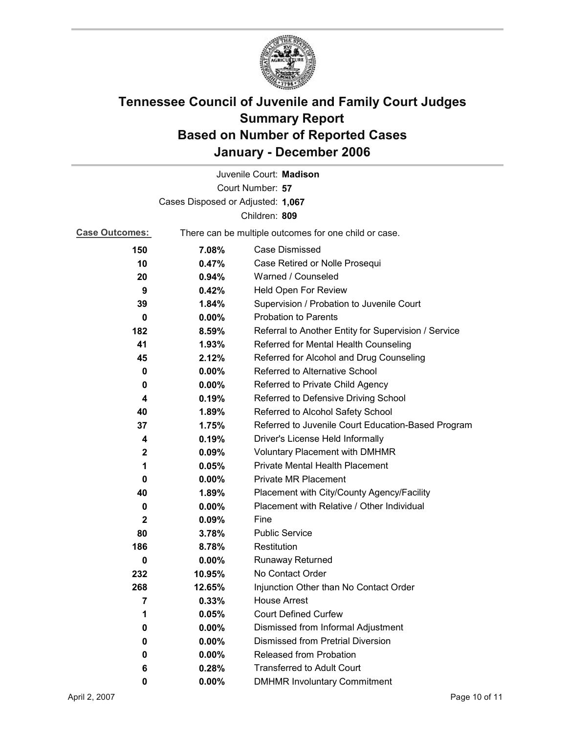# Tennessee Council of Juvenile and Family Court Judges
# Summary Report
# Based on Number of Reported Cases
# January - December 2006

Juvenile Court: **Madison**

Court Number: **57**

Cases Disposed or Adjusted: **1,067**

Children: **809**

**Case Outcomes:** There can be multiple outcomes for one child or case.

| Count | Percent | Outcome |
|---|---|---|
| 150 | 7.08% | Case Dismissed |
| 10 | 0.47% | Case Retired or Nolle Prosequi |
| 20 | 0.94% | Warned / Counseled |
| 9 | 0.42% | Held Open For Review |
| 39 | 1.84% | Supervision / Probation to Juvenile Court |
| 0 | 0.00% | Probation to Parents |
| 182 | 8.59% | Referral to Another Entity for Supervision / Service |
| 41 | 1.93% | Referred for Mental Health Counseling |
| 45 | 2.12% | Referred for Alcohol and Drug Counseling |
| 0 | 0.00% | Referred to Alternative School |
| 0 | 0.00% | Referred to Private Child Agency |
| 4 | 0.19% | Referred to Defensive Driving School |
| 40 | 1.89% | Referred to Alcohol Safety School |
| 37 | 1.75% | Referred to Juvenile Court Education-Based Program |
| 4 | 0.19% | Driver's License Held Informally |
| 2 | 0.09% | Voluntary Placement with DMHMR |
| 1 | 0.05% | Private Mental Health Placement |
| 0 | 0.00% | Private MR Placement |
| 40 | 1.89% | Placement with City/County Agency/Facility |
| 0 | 0.00% | Placement with Relative / Other Individual |
| 2 | 0.09% | Fine |
| 80 | 3.78% | Public Service |
| 186 | 8.78% | Restitution |
| 0 | 0.00% | Runaway Returned |
| 232 | 10.95% | No Contact Order |
| 268 | 12.65% | Injunction Other than No Contact Order |
| 7 | 0.33% | House Arrest |
| 1 | 0.05% | Court Defined Curfew |
| 0 | 0.00% | Dismissed from Informal Adjustment |
| 0 | 0.00% | Dismissed from Pretrial Diversion |
| 0 | 0.00% | Released from Probation |
| 6 | 0.28% | Transferred to Adult Court |
| 0 | 0.00% | DMHMR Involuntary Commitment |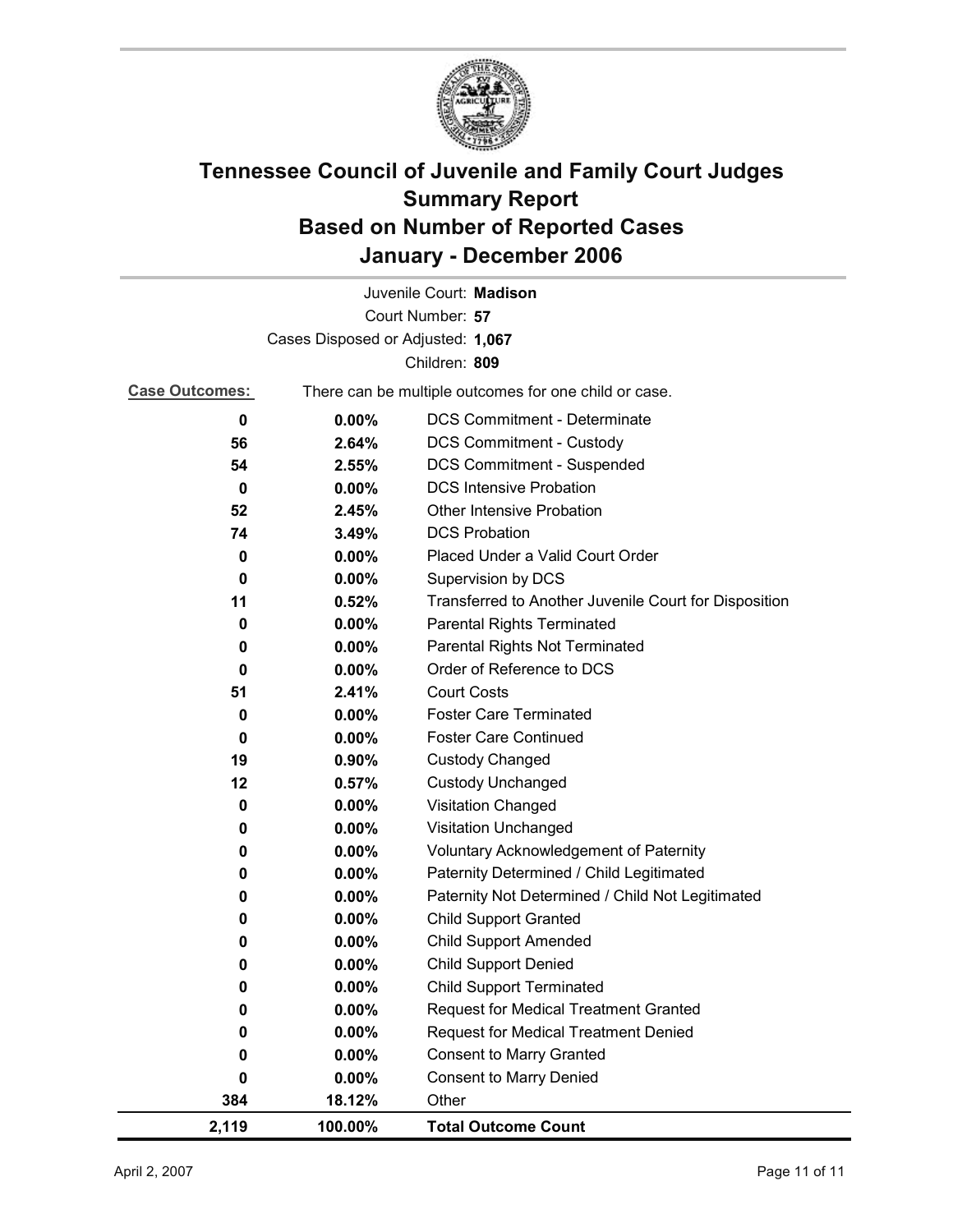# Tennessee Council of Juvenile and Family Court Judges Summary Report Based on Number of Reported Cases January - December 2006

Juvenile Court: **Madison**

Court Number: **57**

Cases Disposed or Adjusted: **1,067**

Children: **809**

**Case Outcomes:** There can be multiple outcomes for one child or case.

| | | |
|---|---|---|
| 0 | 0.00% | DCS Commitment - Determinate |
| 56 | 2.64% | DCS Commitment - Custody |
| 54 | 2.55% | DCS Commitment - Suspended |
| 0 | 0.00% | DCS Intensive Probation |
| 52 | 2.45% | Other Intensive Probation |
| 74 | 3.49% | DCS Probation |
| 0 | 0.00% | Placed Under a Valid Court Order |
| 0 | 0.00% | Supervision by DCS |
| 11 | 0.52% | Transferred to Another Juvenile Court for Disposition |
| 0 | 0.00% | Parental Rights Terminated |
| 0 | 0.00% | Parental Rights Not Terminated |
| 0 | 0.00% | Order of Reference to DCS |
| 51 | 2.41% | Court Costs |
| 0 | 0.00% | Foster Care Terminated |
| 0 | 0.00% | Foster Care Continued |
| 19 | 0.90% | Custody Changed |
| 12 | 0.57% | Custody Unchanged |
| 0 | 0.00% | Visitation Changed |
| 0 | 0.00% | Visitation Unchanged |
| 0 | 0.00% | Voluntary Acknowledgement of Paternity |
| 0 | 0.00% | Paternity Determined / Child Legitimated |
| 0 | 0.00% | Paternity Not Determined / Child Not Legitimated |
| 0 | 0.00% | Child Support Granted |
| 0 | 0.00% | Child Support Amended |
| 0 | 0.00% | Child Support Denied |
| 0 | 0.00% | Child Support Terminated |
| 0 | 0.00% | Request for Medical Treatment Granted |
| 0 | 0.00% | Request for Medical Treatment Denied |
| 0 | 0.00% | Consent to Marry Granted |
| 0 | 0.00% | Consent to Marry Denied |
| 384 | 18.12% | Other |
| **2,119** | **100.00%** | **Total Outcome Count** |

April 2, 2007